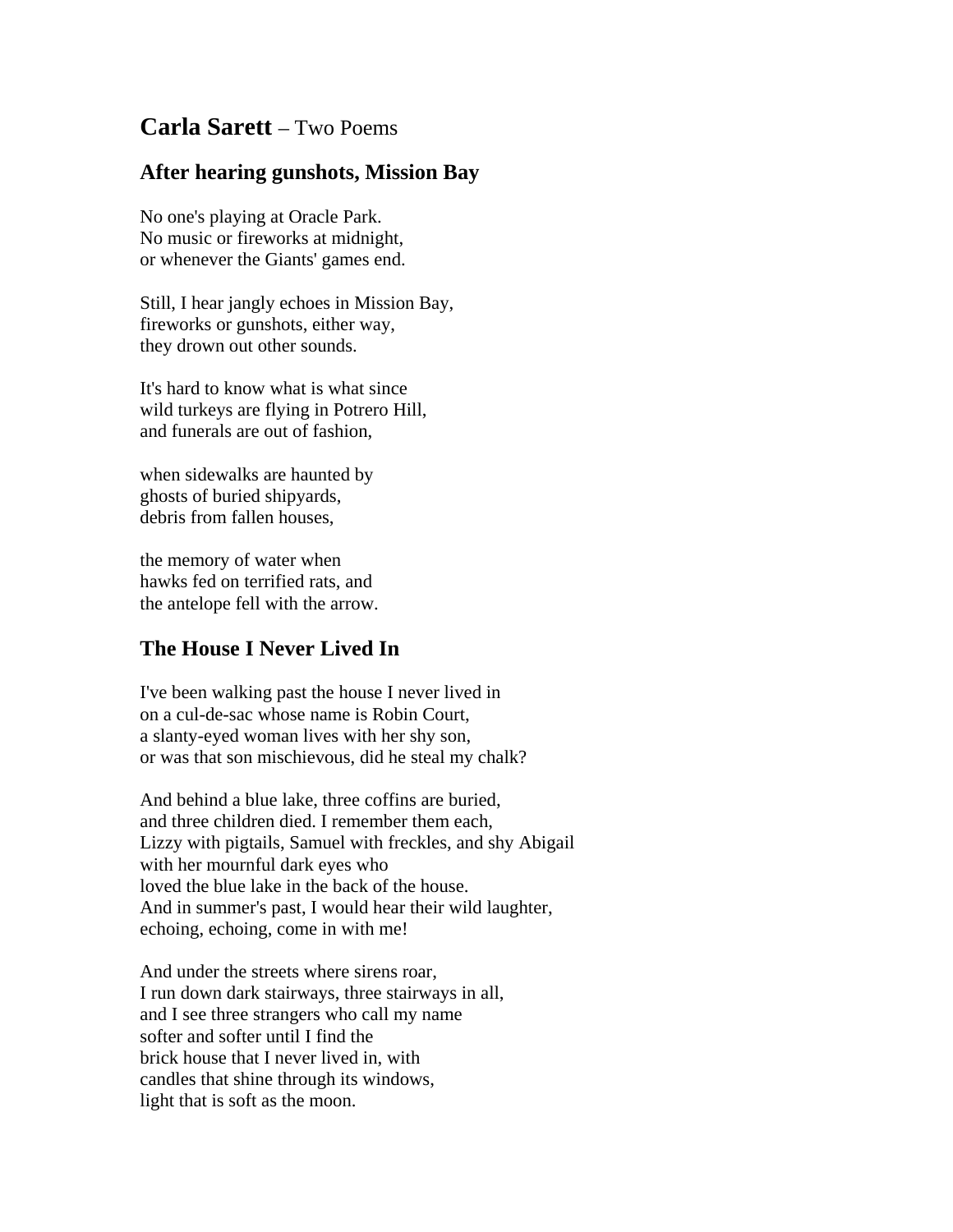# **Carla Sarett** – Two Poems

## After hearing gunshots, Mission Bay

No one's playing at Oracle Park.
No music or fireworks at midnight,
or whenever the Giants' games end.

Still, I hear jangly echoes in Mission Bay,
fireworks or gunshots, either way,
they drown out other sounds.

It's hard to know what is what since
wild turkeys are flying in Potrero Hill,
and funerals are out of fashion,

when sidewalks are haunted by
ghosts of buried shipyards,
debris from fallen houses,

the memory of water when
hawks fed on terrified rats, and
the antelope fell with the arrow.

## The House I Never Lived In

I've been walking past the house I never lived in
on a cul-de-sac whose name is Robin Court,
a slanty-eyed woman lives with her shy son,
or was that son mischievous, did he steal my chalk?

And behind a blue lake, three coffins are buried,
and three children died. I remember them each,
Lizzy with pigtails, Samuel with freckles, and shy Abigail
with her mournful dark eyes who
loved the blue lake in the back of the house.
And in summer's past, I would hear their wild laughter,
echoing, echoing, come in with me!

And under the streets where sirens roar,
I run down dark stairways, three stairways in all,
and I see three strangers who call my name
softer and softer until I find the
brick house that I never lived in, with
candles that shine through its windows,
light that is soft as the moon.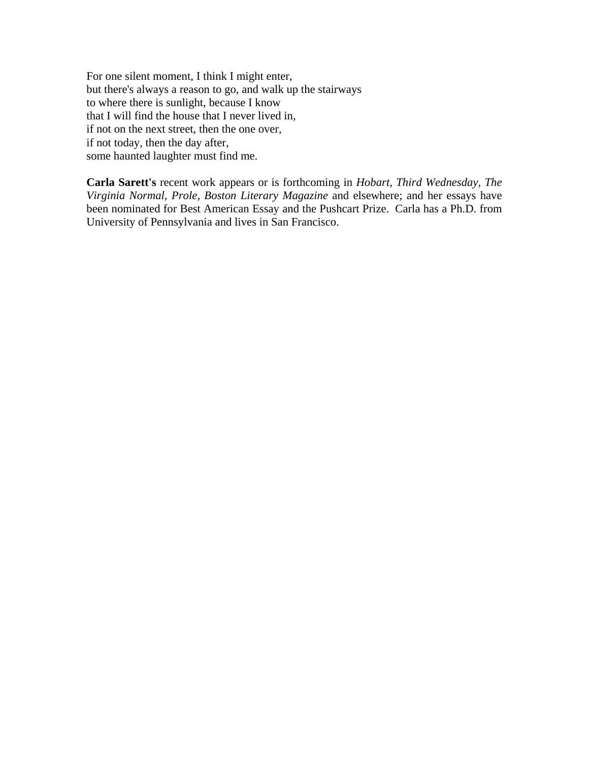For one silent moment, I think I might enter,  
but there's always a reason to go, and walk up the stairways  
to where there is sunlight, because I know  
that I will find the house that I never lived in,  
if not on the next street, then the one over,  
if not today, then the day after,  
some haunted laughter must find me.

**Carla Sarett's** recent work appears or is forthcoming in *Hobart, Third Wednesday, The Virginia Normal, Prole, Boston Literary Magazine* and elsewhere; and her essays have been nominated for Best American Essay and the Pushcart Prize. Carla has a Ph.D. from University of Pennsylvania and lives in San Francisco.